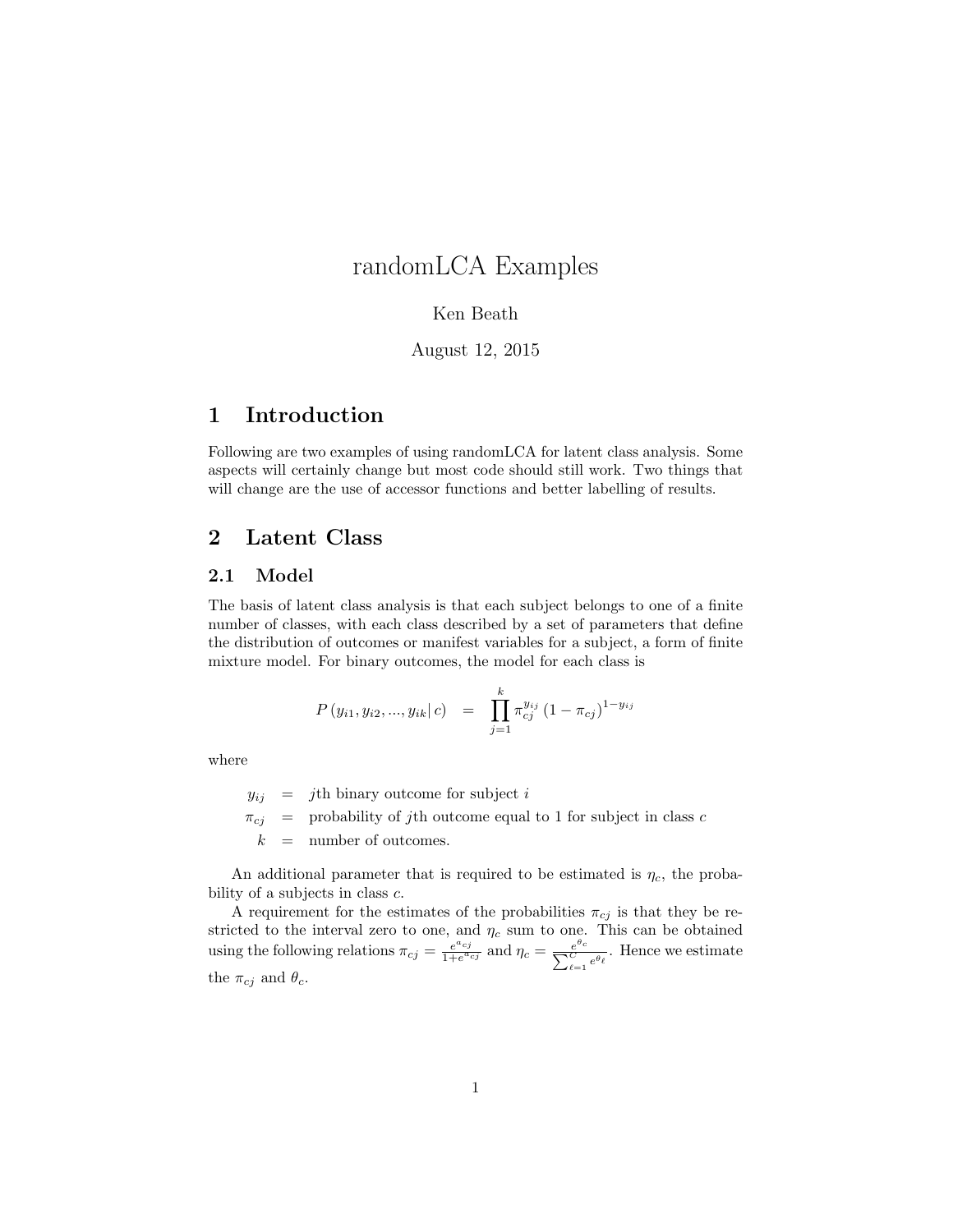# randomLCA Examples

Ken Beath

August 12, 2015

## 1 Introduction

Following are two examples of using randomLCA for latent class analysis. Some aspects will certainly change but most code should still work. Two things that will change are the use of accessor functions and better labelling of results.

## 2 Latent Class

### 2.1 Model

The basis of latent class analysis is that each subject belongs to one of a finite number of classes, with each class described by a set of parameters that define the distribution of outcomes or manifest variables for a subject, a form of finite mixture model. For binary outcomes, the model for each class is

$$P\left(y_{i1}, y_{i2}, ..., y_{ik} | \, c\right) \quad = \quad \prod_{j=1}^{k} \pi_{cj}^{y_{ij}} \left(1 - \pi_{cj}\right)^{1-y_{ij}}$$

where

$$\begin{aligned} y_{ij} &= j\text{th binary outcome for subject } i \\ \pi_{cj} &= \text{probability of } j\text{th outcome equal to 1 for subject in class } c \\ k &= \text{number of outcomes.} \end{aligned}$$

An additional parameter that is required to be estimated is $\eta_c$, the probability of a subjects in class $c$.

A requirement for the estimates of the probabilities $\pi_{cj}$ is that they be restricted to the interval zero to one, and $\eta_c$ sum to one. This can be obtained using the following relations $\pi_{cj} = \frac{e^{a_{cj}}}{1+e^{a_{cj}}}$ and $\eta_c = \frac{e^{\theta_c}}{\sum_{\ell=1}^{C} e^{\theta_\ell}}$. Hence we estimate the $\pi_{cj}$ and $\theta_c$.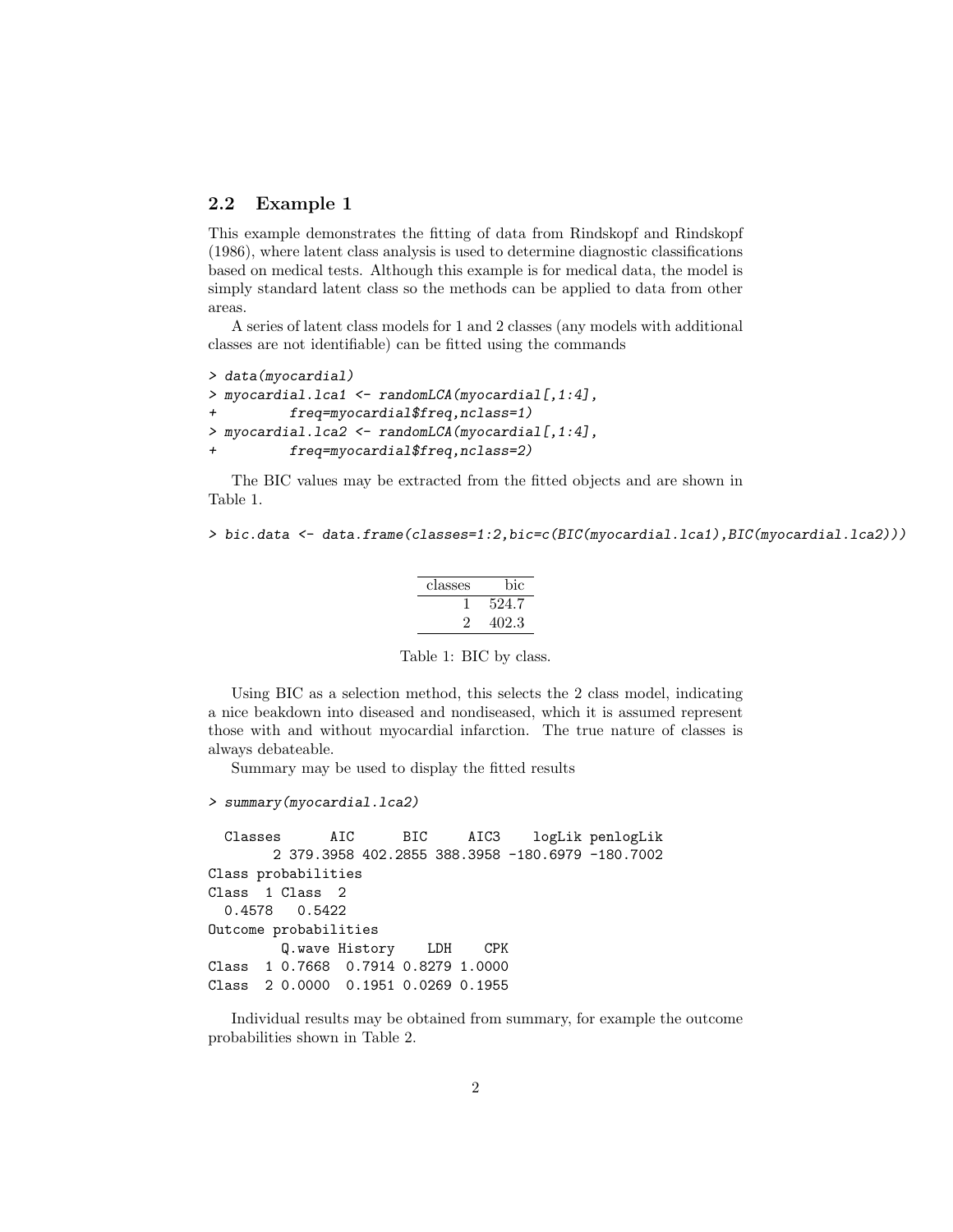### 2.2 Example 1

This example demonstrates the fitting of data from Rindskopf and Rindskopf (1986), where latent class analysis is used to determine diagnostic classifications based on medical tests. Although this example is for medical data, the model is simply standard latent class so the methods can be applied to data from other areas.

A series of latent class models for 1 and 2 classes (any models with additional classes are not identifiable) can be fitted using the commands

```
> data(myocardial)
> myocardial.lca1 <- randomLCA(myocardial[,1:4],
+         freq=myocardial$freq,nclass=1)
> myocardial.lca2 <- randomLCA(myocardial[,1:4],
+         freq=myocardial$freq,nclass=2)
```

The BIC values may be extracted from the fitted objects and are shown in Table 1.

```
> bic.data <- data.frame(classes=1:2,bic=c(BIC(myocardial.lca1),BIC(myocardial.lca2)))
```

| classes | bic |
|---:|---:|
| 1 | 524.7 |
| 2 | 402.3 |

Table 1: BIC by class.

Using BIC as a selection method, this selects the 2 class model, indicating a nice beakdown into diseased and nondiseased, which it is assumed represent those with and without myocardial infarction. The true nature of classes is always debateable.

Summary may be used to display the fitted results

```
> summary(myocardial.lca2)

  Classes      AIC      BIC     AIC3    logLik penlogLik
        2 379.3958 402.2855 388.3958 -180.6979 -180.7002
Class probabilities
Class  1 Class  2
  0.4578   0.5422
Outcome probabilities
         Q.wave History    LDH    CPK
Class  1 0.7668  0.7914 0.8279 1.0000
Class  2 0.0000  0.1951 0.0269 0.1955
```

Individual results may be obtained from summary, for example the outcome probabilities shown in Table 2.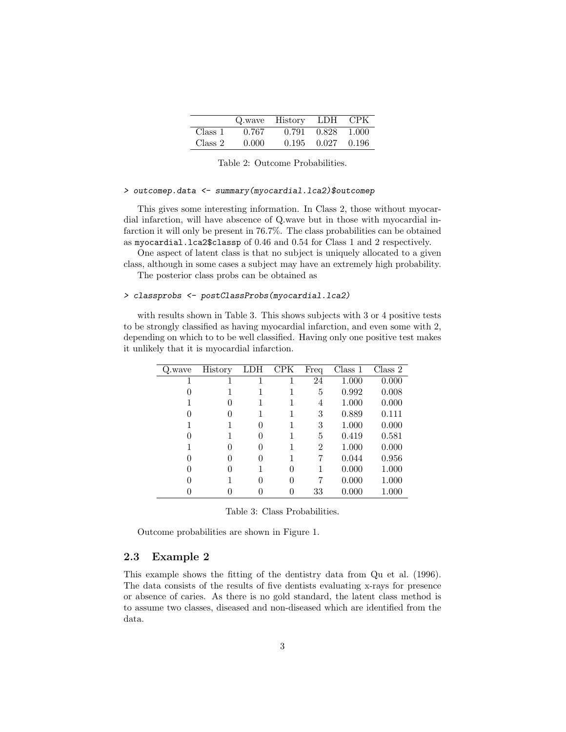| | Q.wave | History | LDH | CPK |
|---|---|---|---|---|
| Class 1 | 0.767 | 0.791 | 0.828 | 1.000 |
| Class 2 | 0.000 | 0.195 | 0.027 | 0.196 |

Table 2: Outcome Probabilities.

```
> outcomep.data <- summary(myocardial.lca2)$outcomep
```

This gives some interesting information. In Class 2, those without myocardial infarction, will have abscence of Q.wave but in those with myocardial infarction it will only be present in 76.7%. The class probabilities can be obtained as `myocardial.lca2$classp` of 0.46 and 0.54 for Class 1 and 2 respectively.

One aspect of latent class is that no subject is uniquely allocated to a given class, although in some cases a subject may have an extremely high probability.

The posterior class probs can be obtained as

```
> classprobs <- postClassProbs(myocardial.lca2)
```

with results shown in Table 3. This shows subjects with 3 or 4 positive tests to be strongly classified as having myocardial infarction, and even some with 2, depending on which to to be well classified. Having only one positive test makes it unlikely that it is myocardial infarction.

| Q.wave | History | LDH | CPK | Freq | Class 1 | Class 2 |
|---|---|---|---|---|---|---|
| 1 | 1 | 1 | 1 | 24 | 1.000 | 0.000 |
| 0 | 1 | 1 | 1 | 5 | 0.992 | 0.008 |
| 1 | 0 | 1 | 1 | 4 | 1.000 | 0.000 |
| 0 | 0 | 1 | 1 | 3 | 0.889 | 0.111 |
| 1 | 1 | 0 | 1 | 3 | 1.000 | 0.000 |
| 0 | 1 | 0 | 1 | 5 | 0.419 | 0.581 |
| 1 | 0 | 0 | 1 | 2 | 1.000 | 0.000 |
| 0 | 0 | 0 | 1 | 7 | 0.044 | 0.956 |
| 0 | 0 | 1 | 0 | 1 | 0.000 | 1.000 |
| 0 | 1 | 0 | 0 | 7 | 0.000 | 1.000 |
| 0 | 0 | 0 | 0 | 33 | 0.000 | 1.000 |

Table 3: Class Probabilities.

Outcome probabilities are shown in Figure 1.

### 2.3 Example 2

This example shows the fitting of the dentistry data from Qu et al. (1996). The data consists of the results of five dentists evaluating x-rays for presence or absence of caries. As there is no gold standard, the latent class method is to assume two classes, diseased and non-diseased which are identified from the data.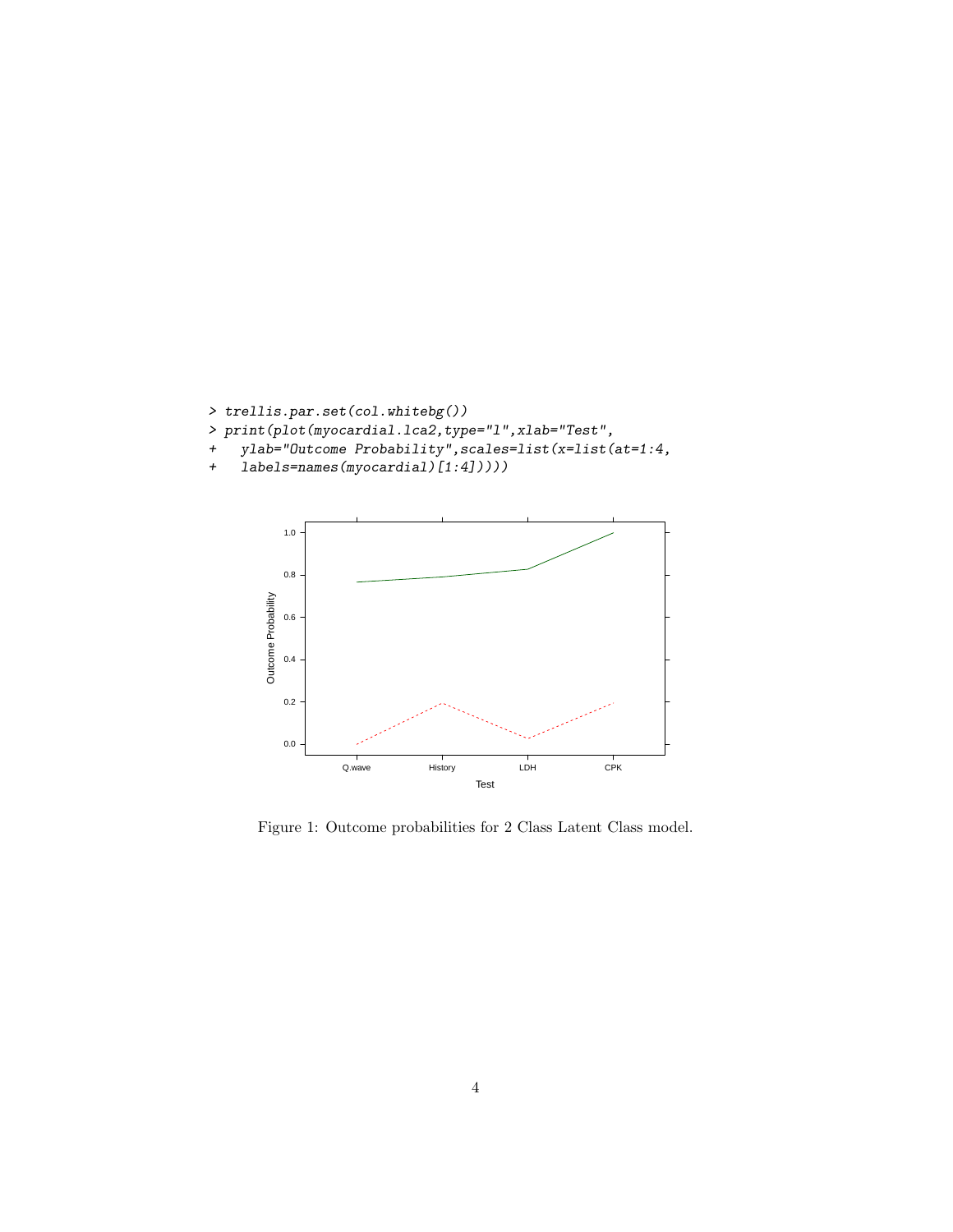```
> trellis.par.set(col.whitebg())
> print(plot(myocardial.lca2,type="l",xlab="Test",
+   ylab="Outcome Probability",scales=list(x=list(at=1:4,
+   labels=names(myocardial)[1:4]))))
```

Figure 1: Outcome probabilities for 2 Class Latent Class model.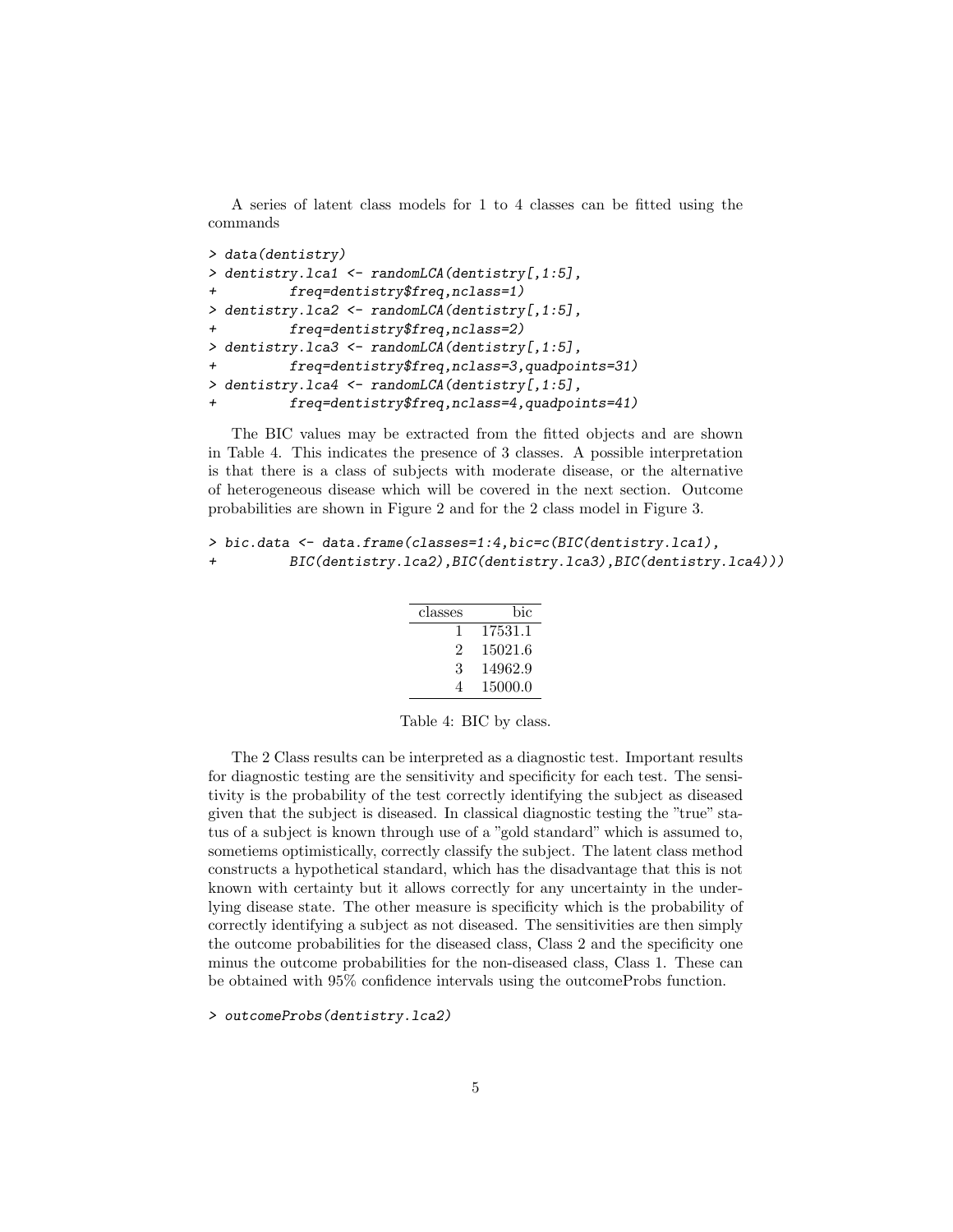A series of latent class models for 1 to 4 classes can be fitted using the commands

```
> data(dentistry)
> dentistry.lca1 <- randomLCA(dentistry[,1:5],
+          freq=dentistry$freq,nclass=1)
> dentistry.lca2 <- randomLCA(dentistry[,1:5],
+          freq=dentistry$freq,nclass=2)
> dentistry.lca3 <- randomLCA(dentistry[,1:5],
+          freq=dentistry$freq,nclass=3,quadpoints=31)
> dentistry.lca4 <- randomLCA(dentistry[,1:5],
+          freq=dentistry$freq,nclass=4,quadpoints=41)
```

The BIC values may be extracted from the fitted objects and are shown in Table 4. This indicates the presence of 3 classes. A possible interpretation is that there is a class of subjects with moderate disease, or the alternative of heterogeneous disease which will be covered in the next section. Outcome probabilities are shown in Figure 2 and for the 2 class model in Figure 3.

```
> bic.data <- data.frame(classes=1:4,bic=c(BIC(dentistry.lca1),
+          BIC(dentistry.lca2),BIC(dentistry.lca3),BIC(dentistry.lca4)))
```

| classes | bic |
|---:|---:|
| 1 | 17531.1 |
| 2 | 15021.6 |
| 3 | 14962.9 |
| 4 | 15000.0 |

Table 4: BIC by class.

The 2 Class results can be interpreted as a diagnostic test. Important results for diagnostic testing are the sensitivity and specificity for each test. The sensitivity is the probability of the test correctly identifying the subject as diseased given that the subject is diseased. In classical diagnostic testing the "true" status of a subject is known through use of a "gold standard" which is assumed to, sometiems optimistically, correctly classify the subject. The latent class method constructs a hypothetical standard, which has the disadvantage that this is not known with certainty but it allows correctly for any uncertainty in the underlying disease state. The other measure is specificity which is the probability of correctly identifying a subject as not diseased. The sensitivities are then simply the outcome probabilities for the diseased class, Class 2 and the specificity one minus the outcome probabilities for the non-diseased class, Class 1. These can be obtained with 95% confidence intervals using the outcomeProbs function.

```
> outcomeProbs(dentistry.lca2)
```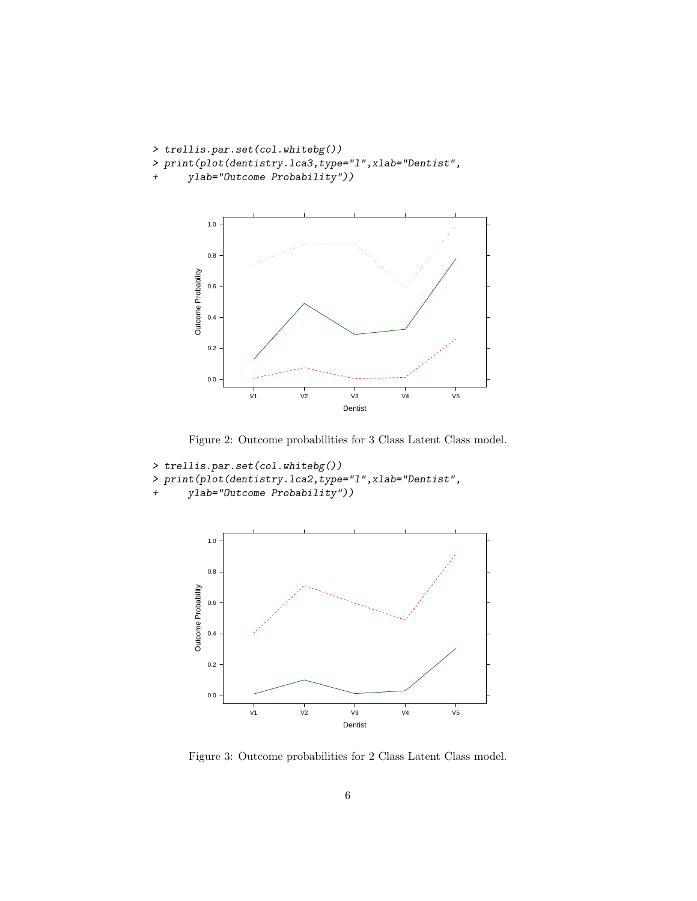```
> trellis.par.set(col.whitebg())
> print(plot(dentistry.lca3,type="l",xlab="Dentist",
+     ylab="Outcome Probability"))
```

Figure 2: Outcome probabilities for 3 Class Latent Class model.

```
> trellis.par.set(col.whitebg())
> print(plot(dentistry.lca2,type="l",xlab="Dentist",
+     ylab="Outcome Probability"))
```

Figure 3: Outcome probabilities for 2 Class Latent Class model.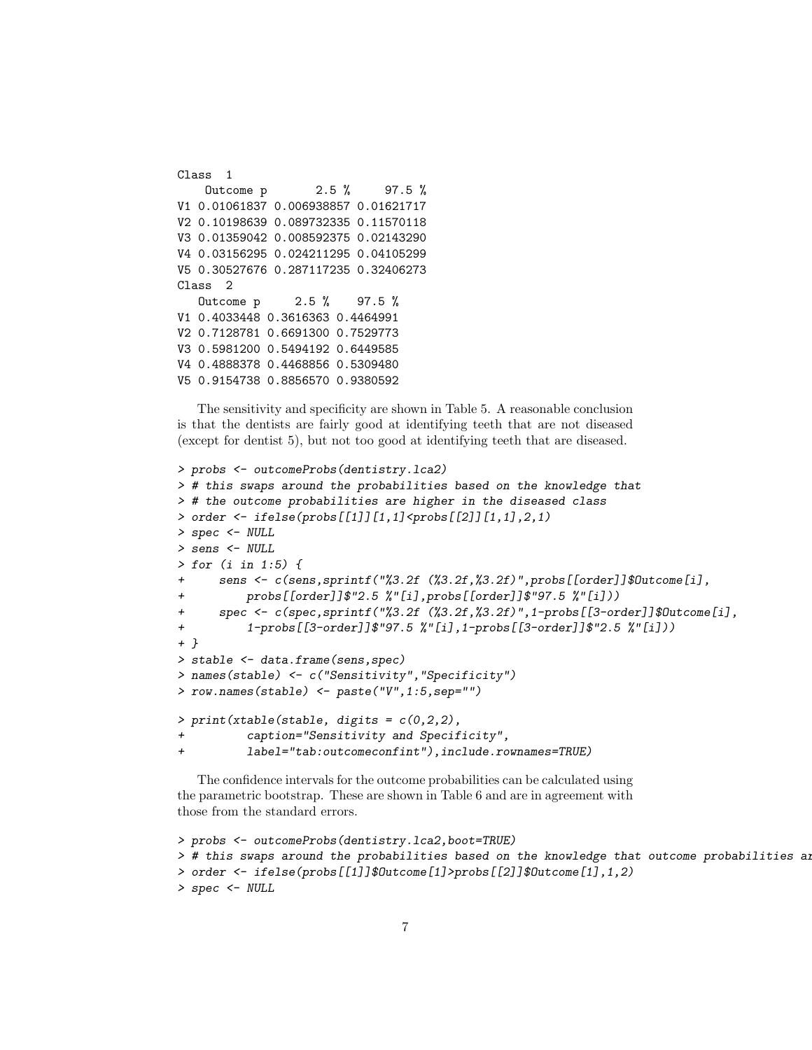```
Class  1
    Outcome p       2.5 %     97.5 %
V1 0.01061837 0.006938857 0.01621717
V2 0.10198639 0.089732335 0.11570118
V3 0.01359042 0.008592375 0.02143290
V4 0.03156295 0.024211295 0.04105299
V5 0.30527676 0.287117235 0.32406273
Class  2
   Outcome p     2.5 %    97.5 %
V1 0.4033448 0.3616363 0.4464991
V2 0.7128781 0.6691300 0.7529773
V3 0.5981200 0.5494192 0.6449585
V4 0.4888378 0.4468856 0.5309480
V5 0.9154738 0.8856570 0.9380592
```

The sensitivity and specificity are shown in Table 5. A reasonable conclusion is that the dentists are fairly good at identifying teeth that are not diseased (except for dentist 5), but not too good at identifying teeth that are diseased.

```
> probs <- outcomeProbs(dentistry.lca2)
> # this swaps around the probabilities based on the knowledge that
> # the outcome probabilities are higher in the diseased class
> order <- ifelse(probs[[1]][1,1]<probs[[2]][1,1],2,1)
> spec <- NULL
> sens <- NULL
> for (i in 1:5) {
+     sens <- c(sens,sprintf("%3.2f (%3.2f,%3.2f)",probs[[order]]$Outcome[i],
+         probs[[order]]$"2.5 %"[i],probs[[order]]$"97.5 %"[i]))
+     spec <- c(spec,sprintf("%3.2f (%3.2f,%3.2f)",1-probs[[3-order]]$Outcome[i],
+         1-probs[[3-order]]$"97.5 %"[i],1-probs[[3-order]]$"2.5 %"[i]))
+ }
> stable <- data.frame(sens,spec)
> names(stable) <- c("Sensitivity","Specificity")
> row.names(stable) <- paste("V",1:5,sep="")

> print(xtable(stable, digits = c(0,2,2),
+         caption="Sensitivity and Specificity",
+         label="tab:outcomeconfint"),include.rownames=TRUE)
```

The confidence intervals for the outcome probabilities can be calculated using the parametric bootstrap. These are shown in Table 6 and are in agreement with those from the standard errors.

```
> probs <- outcomeProbs(dentistry.lca2,boot=TRUE)
> # this swaps around the probabilities based on the knowledge that outcome probabilities ar
> order <- ifelse(probs[[1]]$Outcome[1]>probs[[2]]$Outcome[1],1,2)
> spec <- NULL
```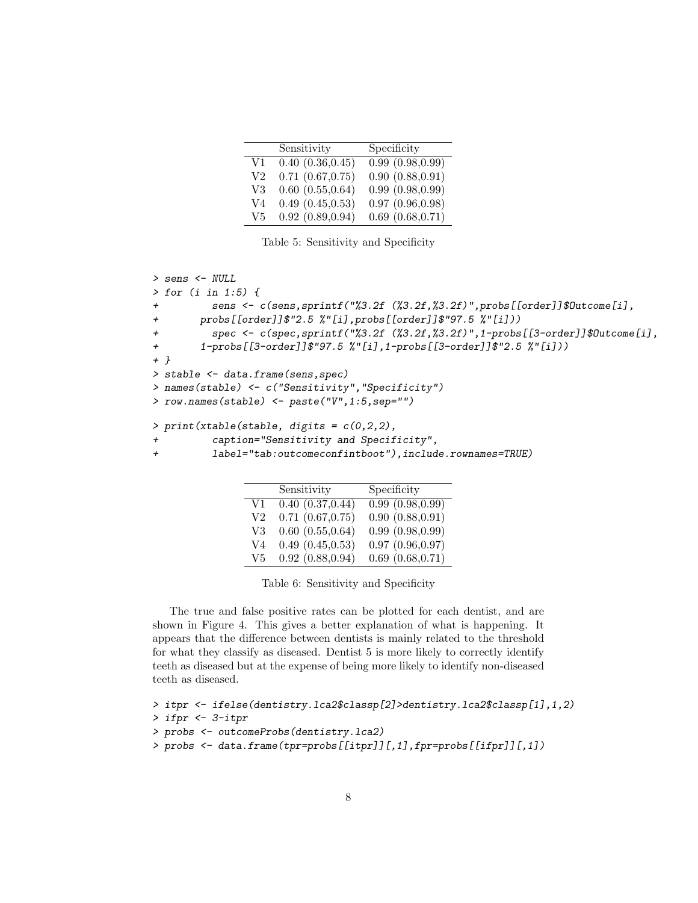|  | Sensitivity | Specificity |
|---|---|---|
| V1 | 0.40 (0.36,0.45) | 0.99 (0.98,0.99) |
| V2 | 0.71 (0.67,0.75) | 0.90 (0.88,0.91) |
| V3 | 0.60 (0.55,0.64) | 0.99 (0.98,0.99) |
| V4 | 0.49 (0.45,0.53) | 0.97 (0.96,0.98) |
| V5 | 0.92 (0.89,0.94) | 0.69 (0.68,0.71) |

Table 5: Sensitivity and Specificity

```
> sens <- NULL
> for (i in 1:5) {
+         sens <- c(sens,sprintf("%3.2f (%3.2f,%3.2f)",probs[[order]]$Outcome[i],
+       probs[[order]]$"2.5 %"[i],probs[[order]]$"97.5 %"[i]))
+         spec <- c(spec,sprintf("%3.2f (%3.2f,%3.2f)",1-probs[[3-order]]$Outcome[i],
+       1-probs[[3-order]]$"97.5 %"[i],1-probs[[3-order]]$"2.5 %"[i]))
+ }
> stable <- data.frame(sens,spec)
> names(stable) <- c("Sensitivity","Specificity")
> row.names(stable) <- paste("V",1:5,sep="")

> print(xtable(stable, digits = c(0,2,2),
+         caption="Sensitivity and Specificity",
+         label="tab:outcomeconfintboot"),include.rownames=TRUE)
```

|  | Sensitivity | Specificity |
|---|---|---|
| V1 | 0.40 (0.37,0.44) | 0.99 (0.98,0.99) |
| V2 | 0.71 (0.67,0.75) | 0.90 (0.88,0.91) |
| V3 | 0.60 (0.55,0.64) | 0.99 (0.98,0.99) |
| V4 | 0.49 (0.45,0.53) | 0.97 (0.96,0.97) |
| V5 | 0.92 (0.88,0.94) | 0.69 (0.68,0.71) |

Table 6: Sensitivity and Specificity

The true and false positive rates can be plotted for each dentist, and are shown in Figure 4. This gives a better explanation of what is happening. It appears that the difference between dentists is mainly related to the threshold for what they classify as diseased. Dentist 5 is more likely to correctly identify teeth as diseased but at the expense of being more likely to identify non-diseased teeth as diseased.

```
> itpr <- ifelse(dentistry.lca2$classp[2]>dentistry.lca2$classp[1],1,2)
> ifpr <- 3-itpr
> probs <- outcomeProbs(dentistry.lca2)
> probs <- data.frame(tpr=probs[[itpr]][,1],fpr=probs[[ifpr]][,1])
```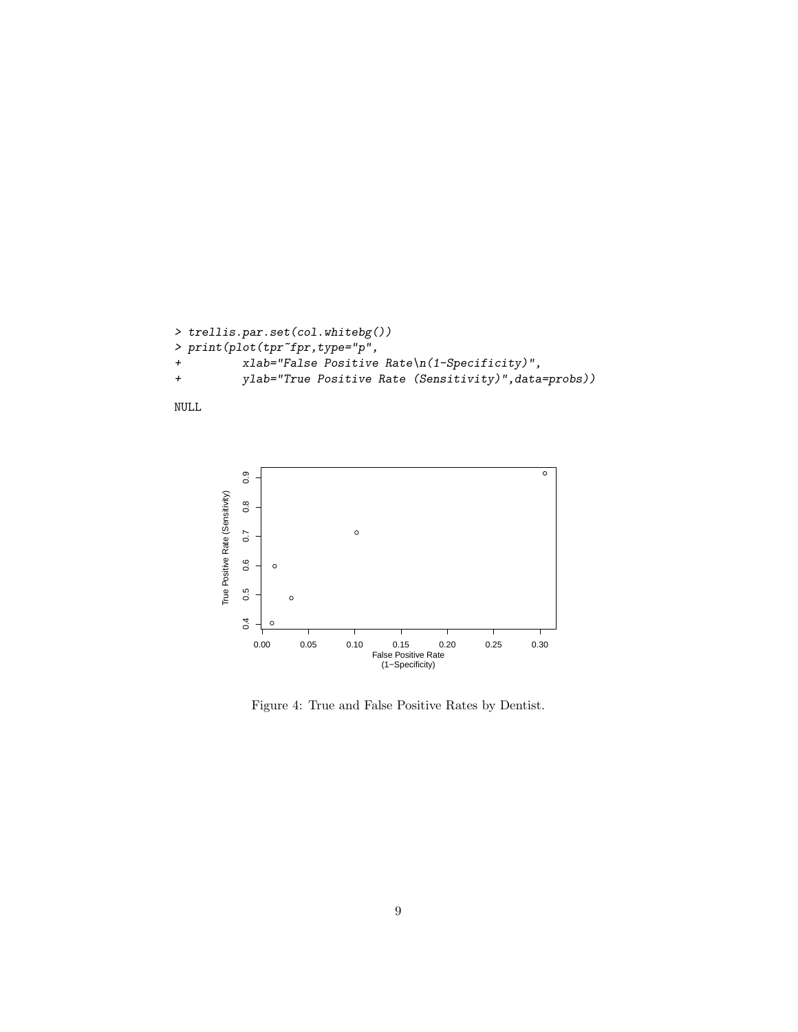```
> trellis.par.set(col.whitebg())
> print(plot(tpr~fpr,type="p",
+         xlab="False Positive Rate\n(1-Specificity)",
+         ylab="True Positive Rate (Sensitivity)",data=probs))

NULL
```

Figure 4: True and False Positive Rates by Dentist.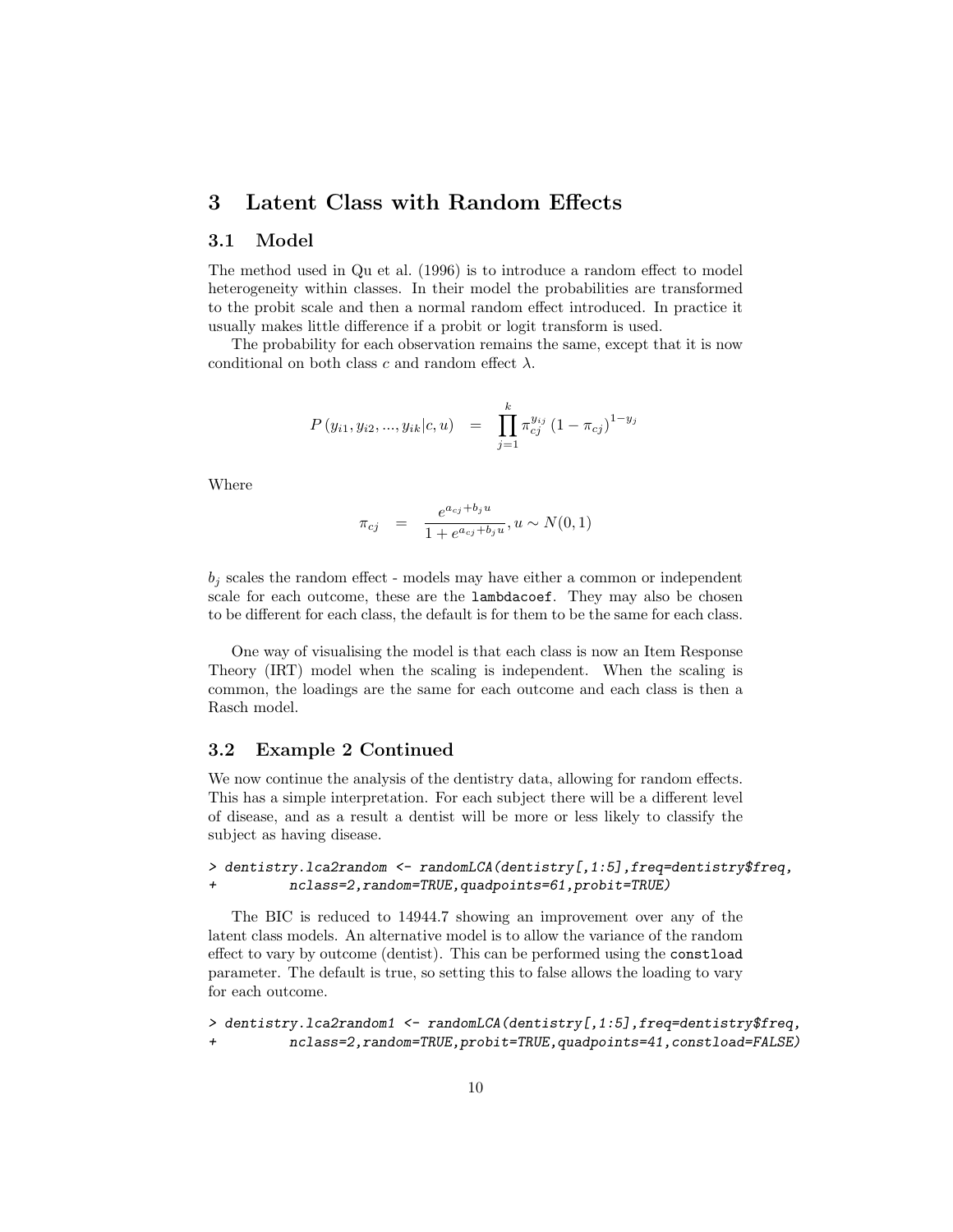## 3 Latent Class with Random Effects

### 3.1 Model

The method used in Qu et al. (1996) is to introduce a random effect to model heterogeneity within classes. In their model the probabilities are transformed to the probit scale and then a normal random effect introduced. In practice it usually makes little difference if a probit or logit transform is used.

The probability for each observation remains the same, except that it is now conditional on both class $c$ and random effect $\lambda$.

$$P\left(y_{i1}, y_{i2}, ..., y_{ik} | c, u\right) \quad = \quad \prod_{j=1}^{k} \pi_{cj}^{y_{ij}} \left(1 - \pi_{cj}\right)^{1-y_j}$$

Where

$$\pi_{cj} \quad = \quad \frac{e^{a_{cj} + b_j u}}{1 + e^{a_{cj} + b_j u}}, u \sim N(0, 1)$$

$b_j$ scales the random effect - models may have either a common or independent scale for each outcome, these are the `lambdacoef`. They may also be chosen to be different for each class, the default is for them to be the same for each class.

One way of visualising the model is that each class is now an Item Response Theory (IRT) model when the scaling is independent. When the scaling is common, the loadings are the same for each outcome and each class is then a Rasch model.

### 3.2 Example 2 Continued

We now continue the analysis of the dentistry data, allowing for random effects. This has a simple interpretation. For each subject there will be a different level of disease, and as a result a dentist will be more or less likely to classify the subject as having disease.

```
> dentistry.lca2random <- randomLCA(dentistry[,1:5],freq=dentistry$freq,
+          nclass=2,random=TRUE,quadpoints=61,probit=TRUE)
```

The BIC is reduced to 14944.7 showing an improvement over any of the latent class models. An alternative model is to allow the variance of the random effect to vary by outcome (dentist). This can be performed using the `constload` parameter. The default is true, so setting this to false allows the loading to vary for each outcome.

```
> dentistry.lca2random1 <- randomLCA(dentistry[,1:5],freq=dentistry$freq,
+          nclass=2,random=TRUE,probit=TRUE,quadpoints=41,constload=FALSE)
```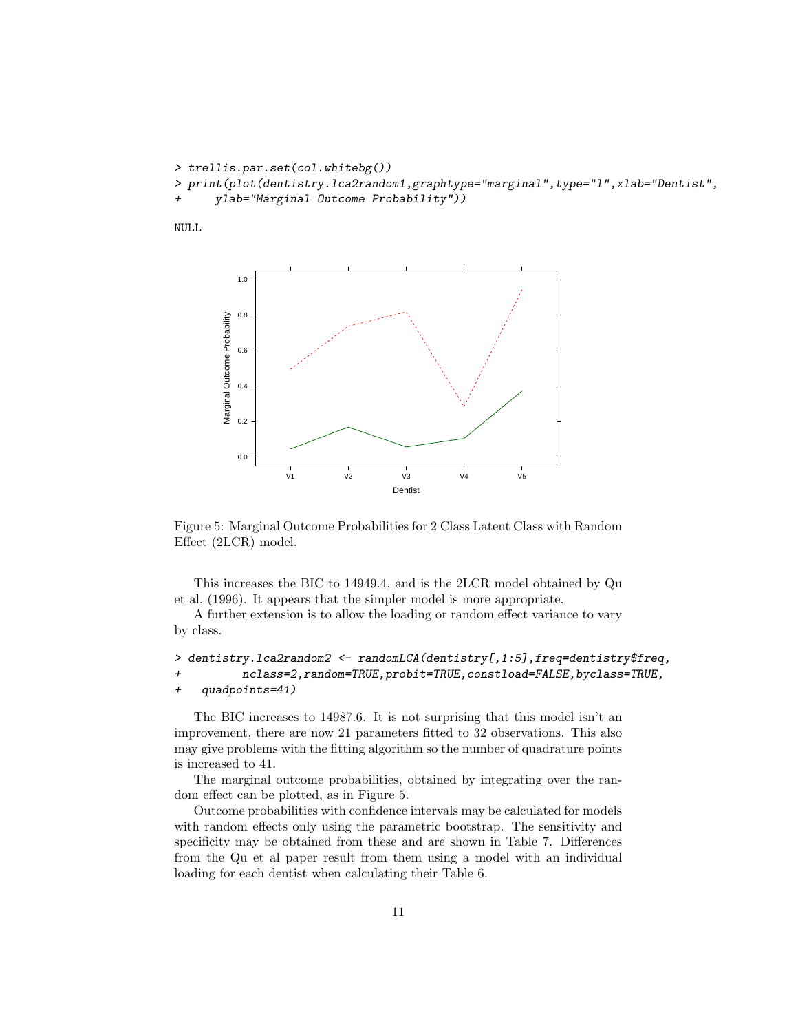```
> trellis.par.set(col.whitebg())
> print(plot(dentistry.lca2random1,graphtype="marginal",type="l",xlab="Dentist",
+     ylab="Marginal Outcome Probability"))

NULL
```

Figure 5: Marginal Outcome Probabilities for 2 Class Latent Class with Random Effect (2LCR) model.

This increases the BIC to 14949.4, and is the 2LCR model obtained by Qu et al. (1996). It appears that the simpler model is more appropriate.

A further extension is to allow the loading or random effect variance to vary by class.

```
> dentistry.lca2random2 <- randomLCA(dentistry[,1:5],freq=dentistry$freq,
+         nclass=2,random=TRUE,probit=TRUE,constload=FALSE,byclass=TRUE,
+   quadpoints=41)
```

The BIC increases to 14987.6. It is not surprising that this model isn't an improvement, there are now 21 parameters fitted to 32 observations. This also may give problems with the fitting algorithm so the number of quadrature points is increased to 41.

The marginal outcome probabilities, obtained by integrating over the random effect can be plotted, as in Figure 5.

Outcome probabilities with confidence intervals may be calculated for models with random effects only using the parametric bootstrap. The sensitivity and specificity may be obtained from these and are shown in Table 7. Differences from the Qu et al paper result from them using a model with an individual loading for each dentist when calculating their Table 6.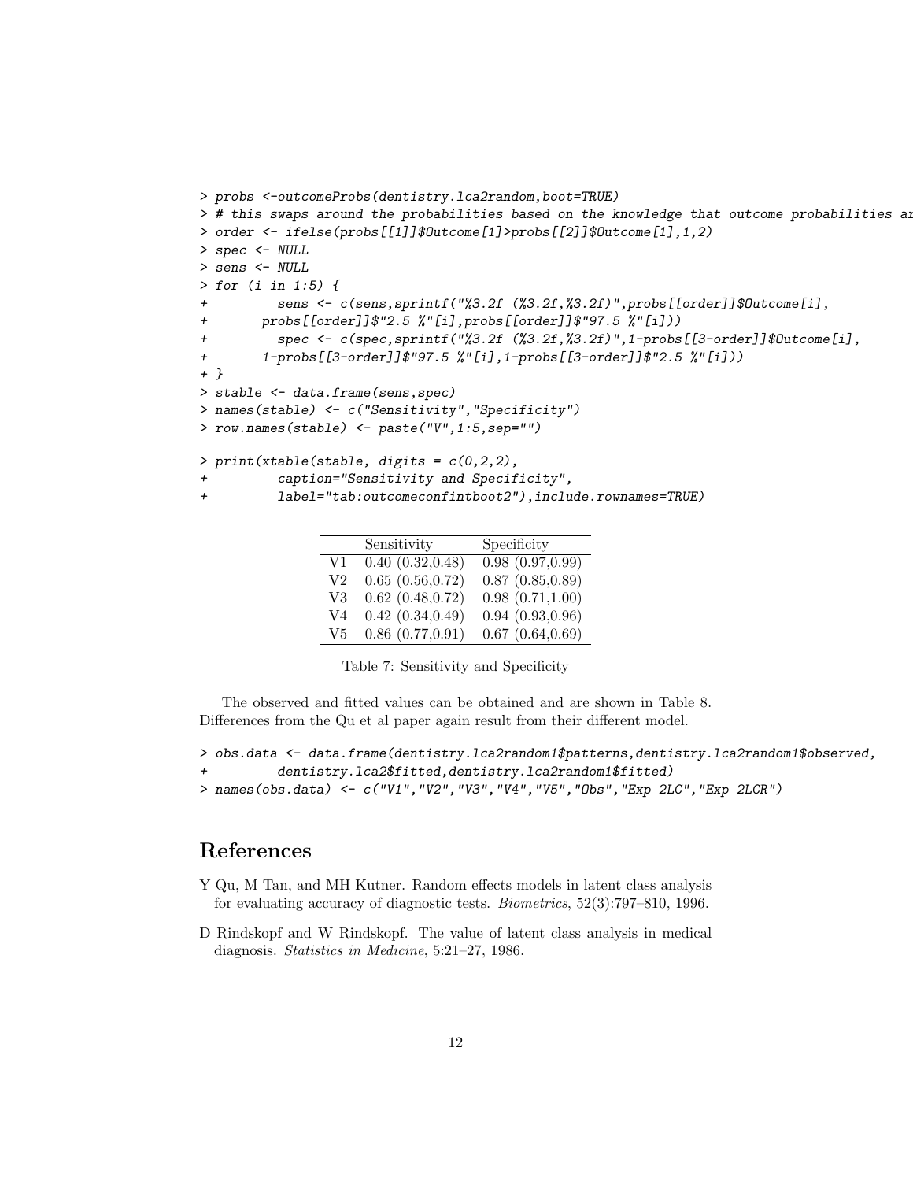```
> probs <-outcomeProbs(dentistry.lca2random,boot=TRUE)
> # this swaps around the probabilities based on the knowledge that outcome probabilities ar
> order <- ifelse(probs[[1]]$Outcome[1]>probs[[2]]$Outcome[1],1,2)
> spec <- NULL
> sens <- NULL
> for (i in 1:5) {
+         sens <- c(sens,sprintf("%3.2f (%3.2f,%3.2f)",probs[[order]]$Outcome[i],
+       probs[[order]]$"2.5 %"[i],probs[[order]]$"97.5 %"[i]))
+         spec <- c(spec,sprintf("%3.2f (%3.2f,%3.2f)",1-probs[[3-order]]$Outcome[i],
+       1-probs[[3-order]]$"97.5 %"[i],1-probs[[3-order]]$"2.5 %"[i]))
+ }
> stable <- data.frame(sens,spec)
> names(stable) <- c("Sensitivity","Specificity")
> row.names(stable) <- paste("V",1:5,sep="")

> print(xtable(stable, digits = c(0,2,2),
+         caption="Sensitivity and Specificity",
+         label="tab:outcomeconfintboot2"),include.rownames=TRUE)
```

| | Sensitivity | Specificity |
|---|---|---|
| V1 | 0.40 (0.32,0.48) | 0.98 (0.97,0.99) |
| V2 | 0.65 (0.56,0.72) | 0.87 (0.85,0.89) |
| V3 | 0.62 (0.48,0.72) | 0.98 (0.71,1.00) |
| V4 | 0.42 (0.34,0.49) | 0.94 (0.93,0.96) |
| V5 | 0.86 (0.77,0.91) | 0.67 (0.64,0.69) |

Table 7: Sensitivity and Specificity

The observed and fitted values can be obtained and are shown in Table 8. Differences from the Qu et al paper again result from their different model.

```
> obs.data <- data.frame(dentistry.lca2random1$patterns,dentistry.lca2random1$observed,
+         dentistry.lca2$fitted,dentistry.lca2random1$fitted)
> names(obs.data) <- c("V1","V2","V3","V4","V5","Obs","Exp 2LC","Exp 2LCR")
```

## References

Y Qu, M Tan, and MH Kutner. Random effects models in latent class analysis for evaluating accuracy of diagnostic tests. *Biometrics*, 52(3):797–810, 1996.

D Rindskopf and W Rindskopf. The value of latent class analysis in medical diagnosis. *Statistics in Medicine*, 5:21–27, 1986.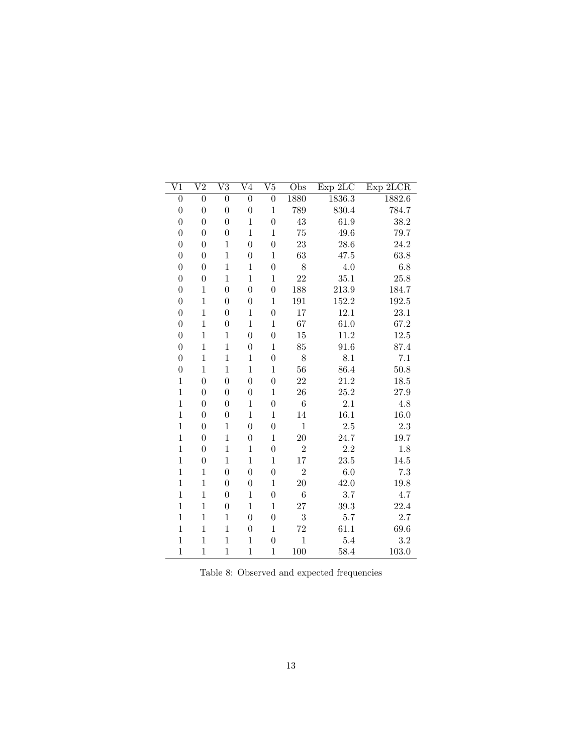| V1 | V2 | V3 | V4 | V5 | Obs | Exp 2LC | Exp 2LCR |
|---|---|---|---|---|---|---|---|
| 0 | 0 | 0 | 0 | 0 | 1880 | 1836.3 | 1882.6 |
| 0 | 0 | 0 | 0 | 1 | 789 | 830.4 | 784.7 |
| 0 | 0 | 0 | 1 | 0 | 43 | 61.9 | 38.2 |
| 0 | 0 | 0 | 1 | 1 | 75 | 49.6 | 79.7 |
| 0 | 0 | 1 | 0 | 0 | 23 | 28.6 | 24.2 |
| 0 | 0 | 1 | 0 | 1 | 63 | 47.5 | 63.8 |
| 0 | 0 | 1 | 1 | 0 | 8 | 4.0 | 6.8 |
| 0 | 0 | 1 | 1 | 1 | 22 | 35.1 | 25.8 |
| 0 | 1 | 0 | 0 | 0 | 188 | 213.9 | 184.7 |
| 0 | 1 | 0 | 0 | 1 | 191 | 152.2 | 192.5 |
| 0 | 1 | 0 | 1 | 0 | 17 | 12.1 | 23.1 |
| 0 | 1 | 0 | 1 | 1 | 67 | 61.0 | 67.2 |
| 0 | 1 | 1 | 0 | 0 | 15 | 11.2 | 12.5 |
| 0 | 1 | 1 | 0 | 1 | 85 | 91.6 | 87.4 |
| 0 | 1 | 1 | 1 | 0 | 8 | 8.1 | 7.1 |
| 0 | 1 | 1 | 1 | 1 | 56 | 86.4 | 50.8 |
| 1 | 0 | 0 | 0 | 0 | 22 | 21.2 | 18.5 |
| 1 | 0 | 0 | 0 | 1 | 26 | 25.2 | 27.9 |
| 1 | 0 | 0 | 1 | 0 | 6 | 2.1 | 4.8 |
| 1 | 0 | 0 | 1 | 1 | 14 | 16.1 | 16.0 |
| 1 | 0 | 1 | 0 | 0 | 1 | 2.5 | 2.3 |
| 1 | 0 | 1 | 0 | 1 | 20 | 24.7 | 19.7 |
| 1 | 0 | 1 | 1 | 0 | 2 | 2.2 | 1.8 |
| 1 | 0 | 1 | 1 | 1 | 17 | 23.5 | 14.5 |
| 1 | 1 | 0 | 0 | 0 | 2 | 6.0 | 7.3 |
| 1 | 1 | 0 | 0 | 1 | 20 | 42.0 | 19.8 |
| 1 | 1 | 0 | 1 | 0 | 6 | 3.7 | 4.7 |
| 1 | 1 | 0 | 1 | 1 | 27 | 39.3 | 22.4 |
| 1 | 1 | 1 | 0 | 0 | 3 | 5.7 | 2.7 |
| 1 | 1 | 1 | 0 | 1 | 72 | 61.1 | 69.6 |
| 1 | 1 | 1 | 1 | 0 | 1 | 5.4 | 3.2 |
| 1 | 1 | 1 | 1 | 1 | 100 | 58.4 | 103.0 |

Table 8: Observed and expected frequencies